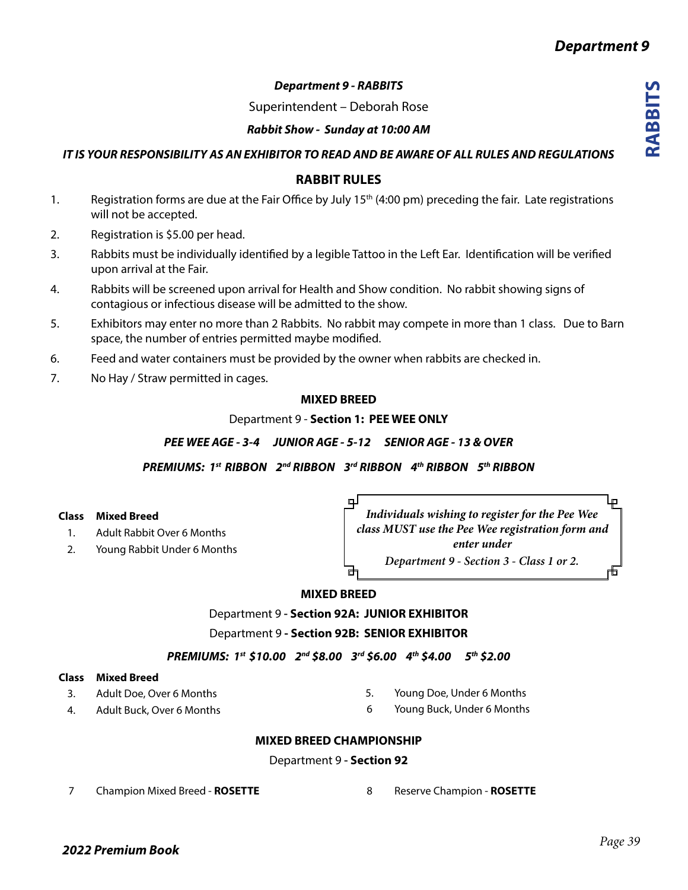## *Department 9 - RABBITS*

Superintendent – Deborah Rose

***Rabbit Show - Sunday at 10:00 AM***

***IT IS YOUR RESPONSIBILITY AS AN EXHIBITOR TO READ AND BE AWARE OF ALL RULES AND REGULATIONS***

### RABBIT RULES

1. Registration forms are due at the Fair Office by July 15th (4:00 pm) preceding the fair. Late registrations will not be accepted.
2. Registration is $5.00 per head.
3. Rabbits must be individually identified by a legible Tattoo in the Left Ear. Identification will be verified upon arrival at the Fair.
4. Rabbits will be screened upon arrival for Health and Show condition. No rabbit showing signs of contagious or infectious disease will be admitted to the show.
5. Exhibitors may enter no more than 2 Rabbits. No rabbit may compete in more than 1 class. Due to Barn space, the number of entries permitted maybe modified.
6. Feed and water containers must be provided by the owner when rabbits are checked in.
7. No Hay / Straw permitted in cages.

### MIXED BREED

Department 9 - **Section 1: PEE WEE ONLY**

***PEE WEE AGE - 3-4 JUNIOR AGE - 5-12 SENIOR AGE - 13 & OVER***

***PREMIUMS: 1st RIBBON 2nd RIBBON 3rd RIBBON 4th RIBBON 5th RIBBON***

| Class | Mixed Breed |
|---|---|
| 1. | Adult Rabbit Over 6 Months |
| 2. | Young Rabbit Under 6 Months |

*Individuals wishing to register for the Pee Wee class MUST use the Pee Wee registration form and enter under Department 9 - Section 3 - Class 1 or 2.*

### MIXED BREED

Department 9 **- Section 92A: JUNIOR EXHIBITOR**

Department 9 **- Section 92B: SENIOR EXHIBITOR**

***PREMIUMS: 1st $10.00 2nd $8.00 3rd $6.00 4th $4.00 5th $2.00***

| Class | Mixed Breed |
|---|---|
| 3. | Adult Doe, Over 6 Months |
| 4. | Adult Buck, Over 6 Months |
| 5. | Young Doe, Under 6 Months |
| 6 | Young Buck, Under 6 Months |

### MIXED BREED CHAMPIONSHIP

Department 9 **- Section 92**

7 Champion Mixed Breed - **ROSETTE**

8 Reserve Champion - **ROSETTE**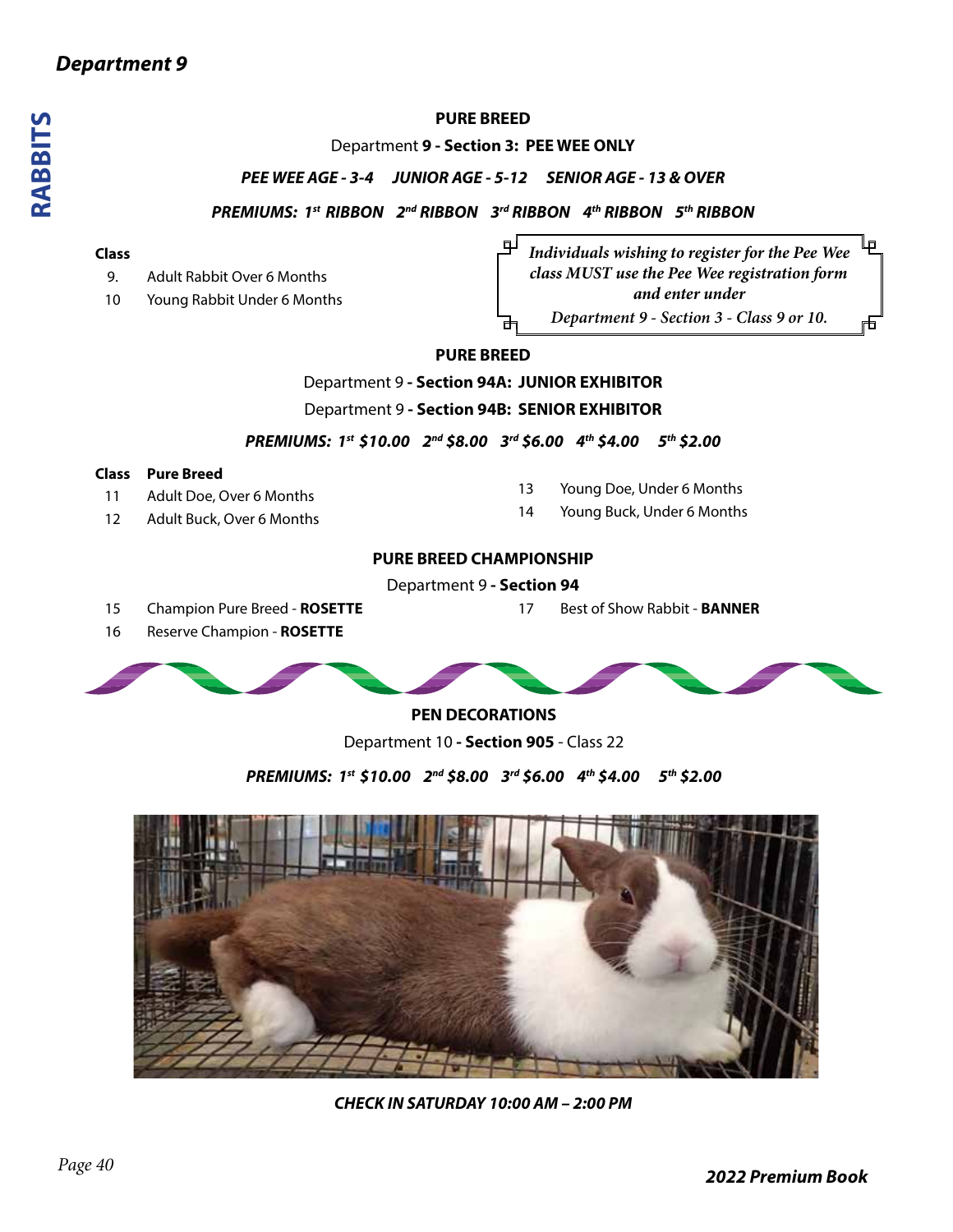## Department 9

**RABBITS**

### PURE BREED

Department **9 - Section 3: PEE WEE ONLY**

***PEE WEE AGE - 3-4     JUNIOR AGE - 5-12     SENIOR AGE - 13 & OVER***

***PREMIUMS: 1st RIBBON   2nd RIBBON   3rd RIBBON   4th RIBBON   5th RIBBON***

**Class**

9. Adult Rabbit Over 6 Months
10. Young Rabbit Under 6 Months

*Individuals wishing to register for the Pee Wee class MUST use the Pee Wee registration form and enter under Department 9 - Section 3 - Class 9 or 10.*

### PURE BREED

Department 9 **- Section 94A: JUNIOR EXHIBITOR**

Department 9 **- Section 94B: SENIOR EXHIBITOR**

***PREMIUMS: 1st $10.00   2nd $8.00   3rd $6.00   4th $4.00   5th $2.00***

**Class Pure Breed**

11. Adult Doe, Over 6 Months
12. Adult Buck, Over 6 Months
13. Young Doe, Under 6 Months
14. Young Buck, Under 6 Months

### PURE BREED CHAMPIONSHIP

Department 9 **- Section 94**

15. Champion Pure Breed - **ROSETTE**
16. Reserve Champion - **ROSETTE**
17. Best of Show Rabbit - **BANNER**

### PEN DECORATIONS

Department 10 **- Section 905** - Class 22

***PREMIUMS: 1st $10.00   2nd $8.00   3rd $6.00   4th $4.00   5th $2.00***

***CHECK IN SATURDAY 10:00 AM – 2:00 PM***